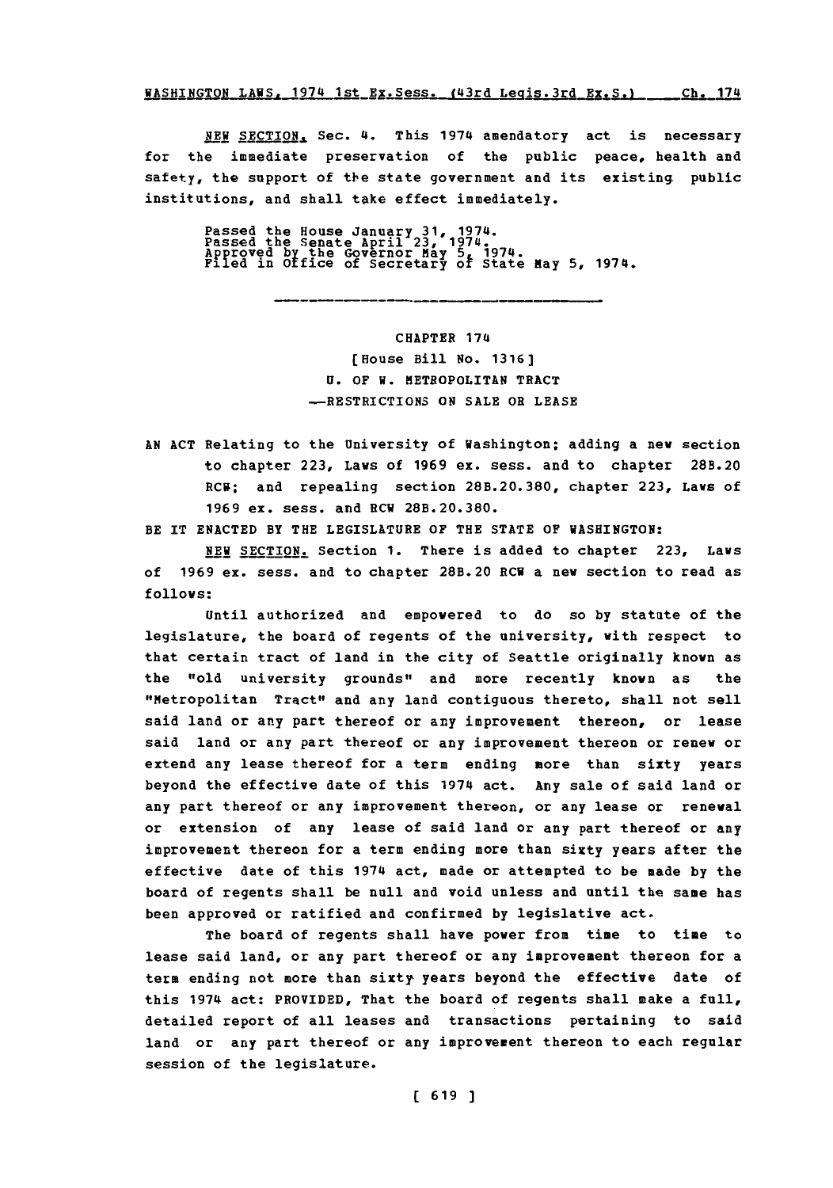NEW SECTION. Sec. 4. This 1974 amendatory act is necessary for the immediate preservation of the public peace, health and safety, the support of the state government and its existing public institutions, and shall take effect immediately.

Passed the House January 31, 1974.
Passed the Senate April 23, 1974.
Approved by the Governor May 5, 1974.
Filed in Office of Secretary of State May 5, 1974.

---

CHAPTER 174

[House Bill No. 1316]

U. OF W. METROPOLITAN TRACT
—RESTRICTIONS ON SALE OR LEASE

AN ACT Relating to the University of Washington; adding a new section to chapter 223, Laws of 1969 ex. sess. and to chapter 28B.20 RCW; and repealing section 28B.20.380, chapter 223, Laws of 1969 ex. sess. and RCW 28B.20.380.

BE IT ENACTED BY THE LEGISLATURE OF THE STATE OF WASHINGTON:

NEW SECTION. Section 1. There is added to chapter 223, Laws of 1969 ex. sess. and to chapter 28B.20 RCW a new section to read as follows:

Until authorized and empowered to do so by statute of the legislature, the board of regents of the university, with respect to that certain tract of land in the city of Seattle originally known as the "old university grounds" and more recently known as the "Metropolitan Tract" and any land contiguous thereto, shall not sell said land or any part thereof or any improvement thereon, or lease said land or any part thereof or any improvement thereon or renew or extend any lease thereof for a term ending more than sixty years beyond the effective date of this 1974 act. Any sale of said land or any part thereof or any improvement thereon, or any lease or renewal or extension of any lease of said land or any part thereof or any improvement thereon for a term ending more than sixty years after the effective date of this 1974 act, made or attempted to be made by the board of regents shall be null and void unless and until the same has been approved or ratified and confirmed by legislative act.

The board of regents shall have power from time to time to lease said land, or any part thereof or any improvement thereon for a term ending not more than sixty years beyond the effective date of this 1974 act: PROVIDED, That the board of regents shall make a full, detailed report of all leases and transactions pertaining to said land or any part thereof or any improvement thereon to each regular session of the legislature.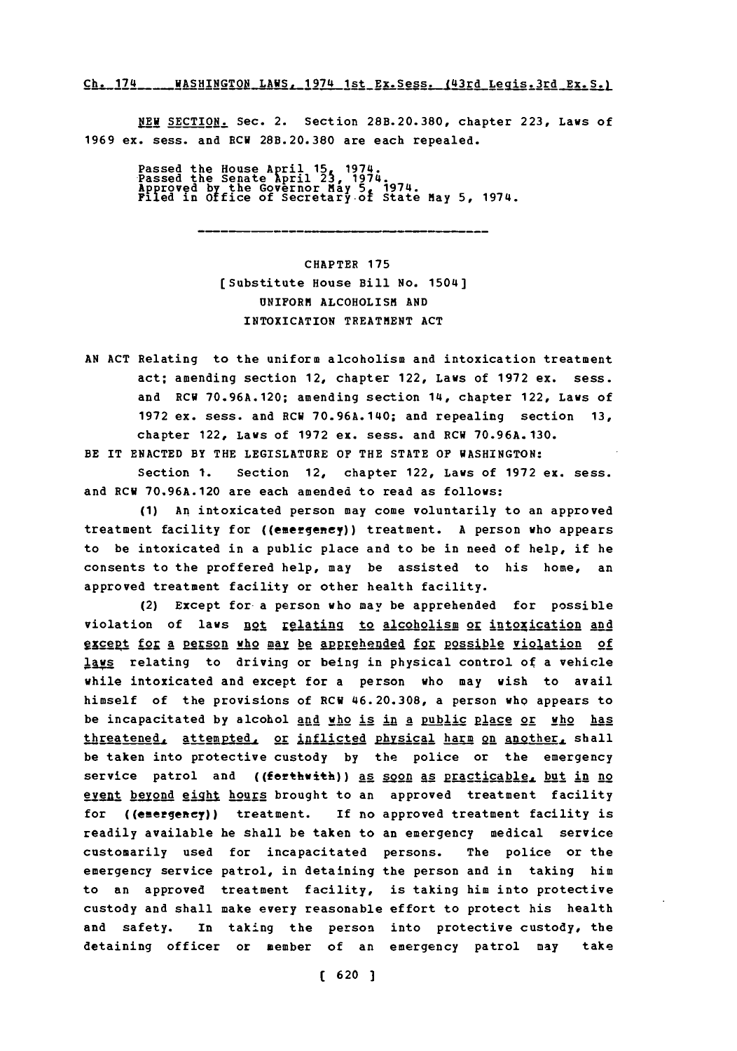NEW SECTION. Sec. 2. Section 28B.20.380, chapter 223, Laws of 1969 ex. sess. and RCW 28B.20.380 are each repealed.

Passed the House April 15, 1974.
Passed the Senate April 23, 1974.
Approved by the Governor May 5, 1974.
Filed in Office of Secretary of State May 5, 1974.

---

CHAPTER 175
[Substitute House Bill No. 1504]
UNIFORM ALCOHOLISM AND
INTOXICATION TREATMENT ACT

AN ACT Relating to the uniform alcoholism and intoxication treatment act; amending section 12, chapter 122, Laws of 1972 ex. sess. and RCW 70.96A.120; amending section 14, chapter 122, Laws of 1972 ex. sess. and RCW 70.96A.140; and repealing section 13, chapter 122, Laws of 1972 ex. sess. and RCW 70.96A.130.

BE IT ENACTED BY THE LEGISLATURE OF THE STATE OF WASHINGTON:

Section 1. Section 12, chapter 122, Laws of 1972 ex. sess. and RCW 70.96A.120 are each amended to read as follows:

(1) An intoxicated person may come voluntarily to an approved treatment facility for ((emergency)) treatment. A person who appears to be intoxicated in a public place and to be in need of help, if he consents to the proffered help, may be assisted to his home, an approved treatment facility or other health facility.

(2) Except for a person who may be apprehended for possible violation of laws not relating to alcoholism or intoxication and except for a person who may be apprehended for possible violation of laws relating to driving or being in physical control of a vehicle while intoxicated and except for a person who may wish to avail himself of the provisions of RCW 46.20.308, a person who appears to be incapacitated by alcohol and who is in a public place or who has threatened, attempted, or inflicted physical harm on another, shall be taken into protective custody by the police or the emergency service patrol and ((forthwith)) as soon as practicable, but in no event beyond eight hours brought to an approved treatment facility for ((emergency)) treatment. If no approved treatment facility is readily available he shall be taken to an emergency medical service customarily used for incapacitated persons. The police or the emergency service patrol, in detaining the person and in taking him to an approved treatment facility, is taking him into protective custody and shall make every reasonable effort to protect his health and safety. In taking the person into protective custody, the detaining officer or member of an emergency patrol may take